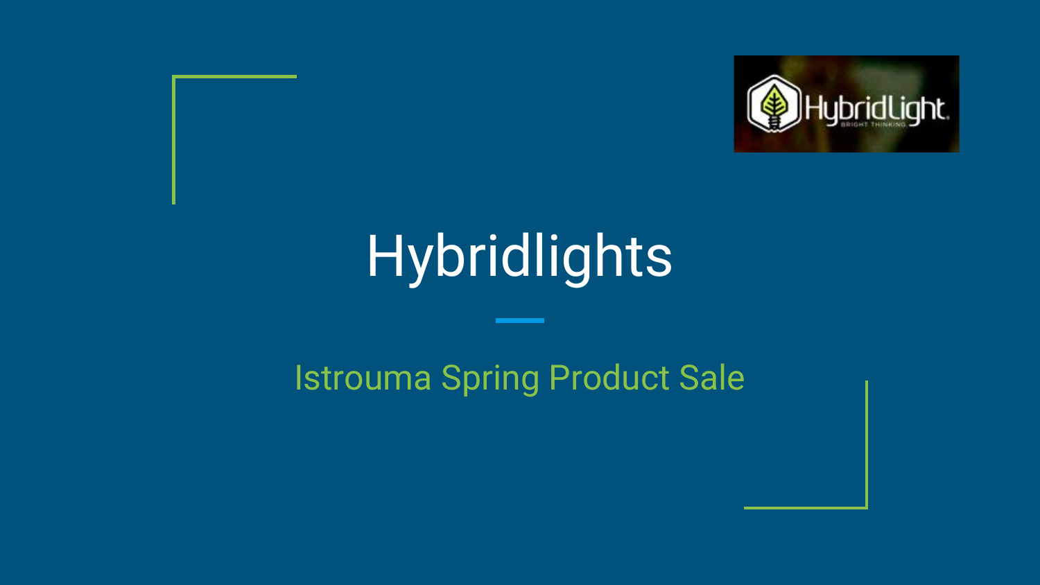# Hybridlights

## Istrouma Spring Product Sale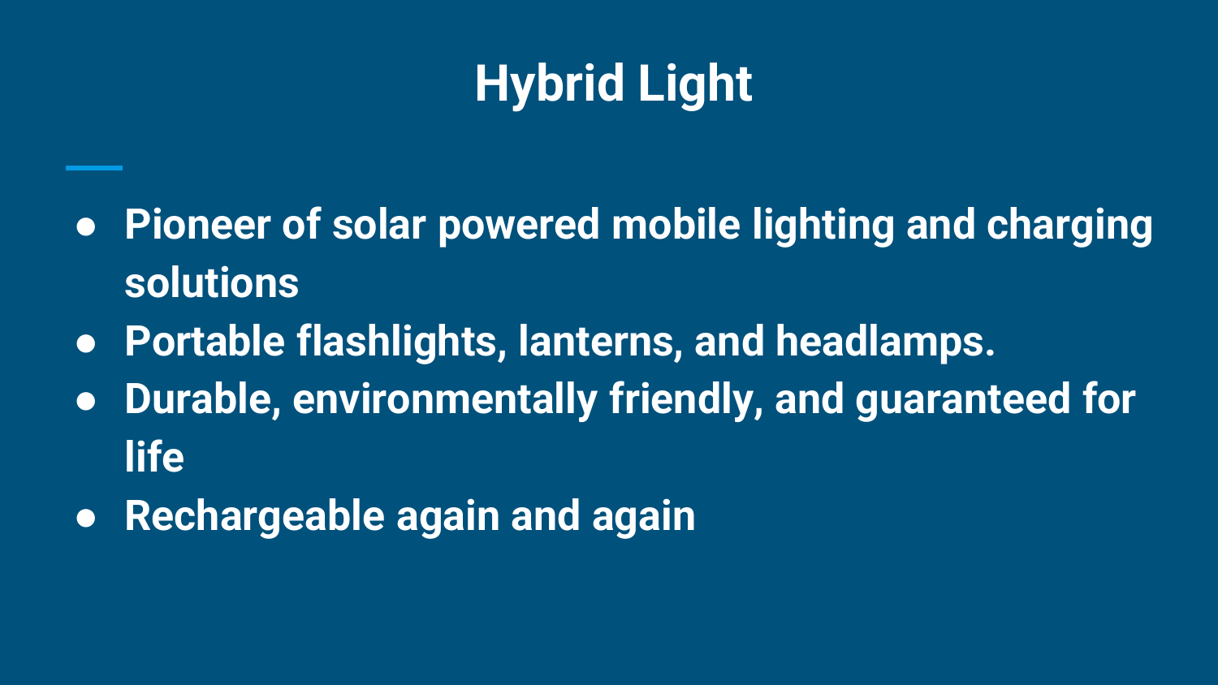# Hybrid Light

- Pioneer of solar powered mobile lighting and charging solutions
- Portable flashlights, lanterns, and headlamps.
- Durable, environmentally friendly, and guaranteed for life
- Rechargeable again and again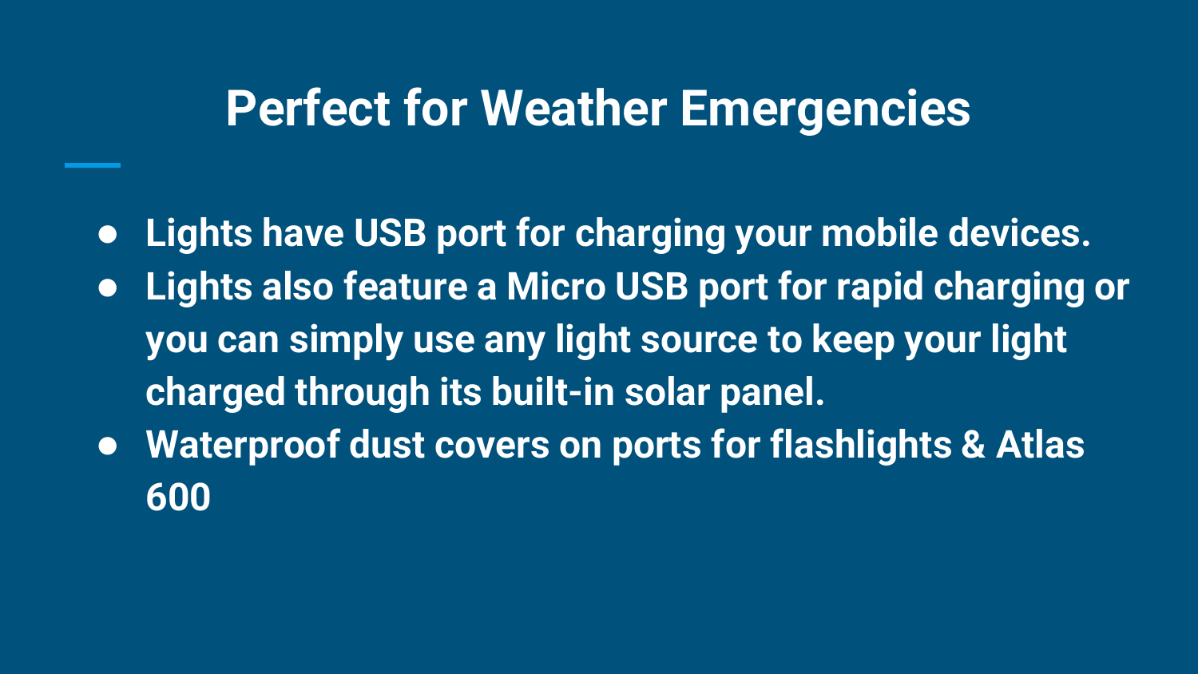# Perfect for Weather Emergencies

- **Lights have USB port for charging your mobile devices.**
- **Lights also feature a Micro USB port for rapid charging or you can simply use any light source to keep your light charged through its built-in solar panel.**
- **Waterproof dust covers on ports for flashlights & Atlas 600**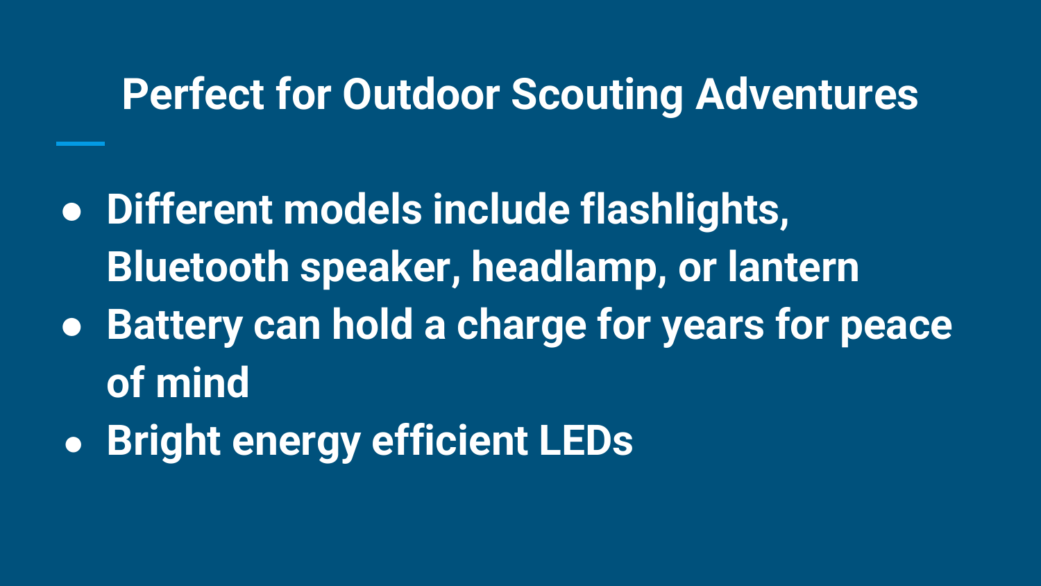# Perfect for Outdoor Scouting Adventures

- **Different models include flashlights, Bluetooth speaker, headlamp, or lantern**
- **Battery can hold a charge for years for peace of mind**
- **Bright energy efficient LEDs**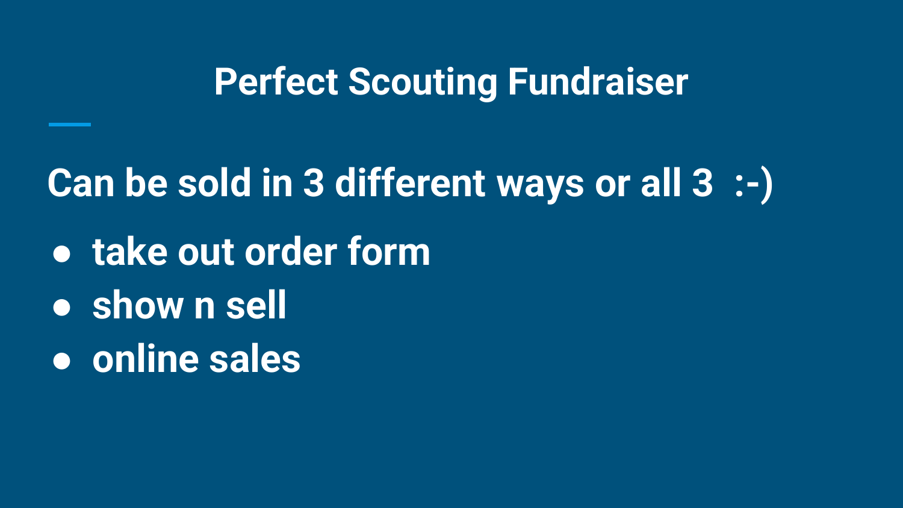# Perfect Scouting Fundraiser

**Can be sold in 3 different ways or all 3 :-)**

- take out order form
- show n sell
- online sales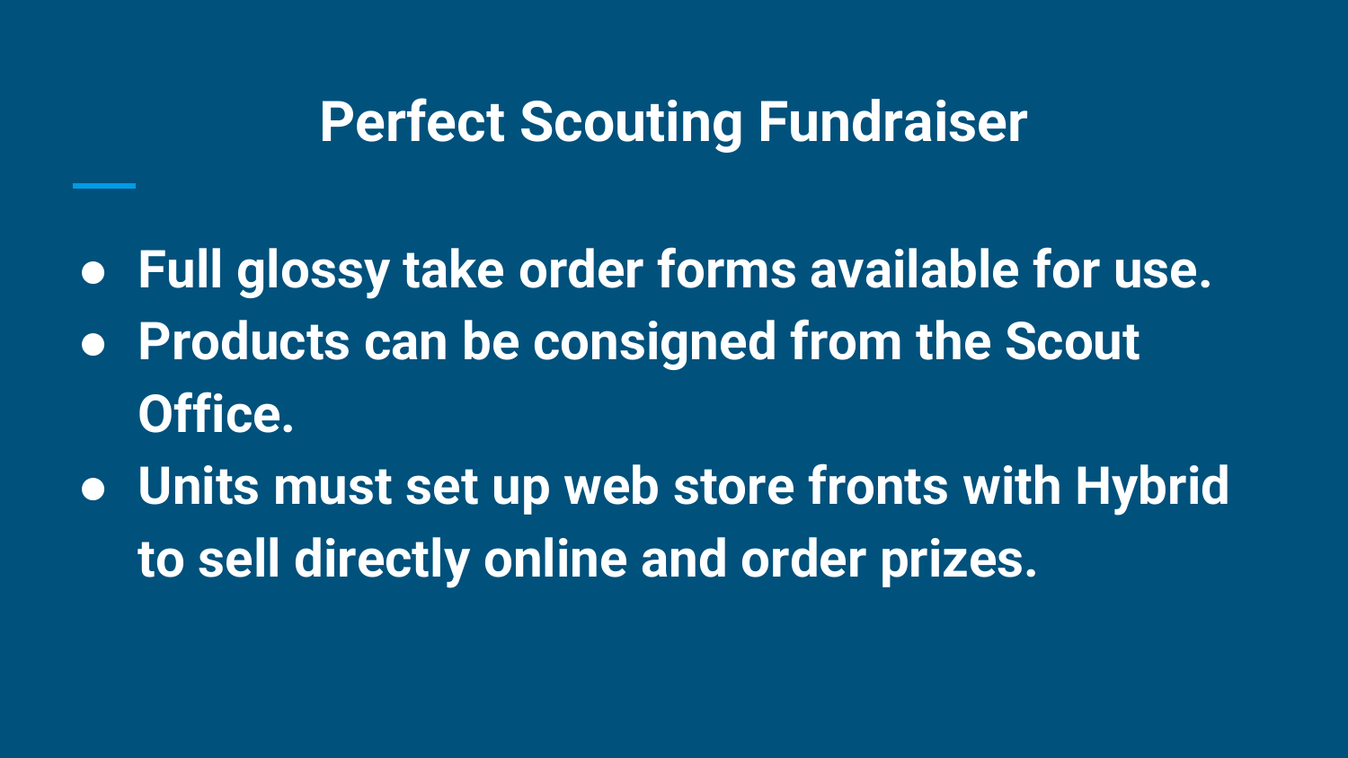# Perfect Scouting Fundraiser

- Full glossy take order forms available for use.
- Products can be consigned from the Scout Office.
- Units must set up web store fronts with Hybrid to sell directly online and order prizes.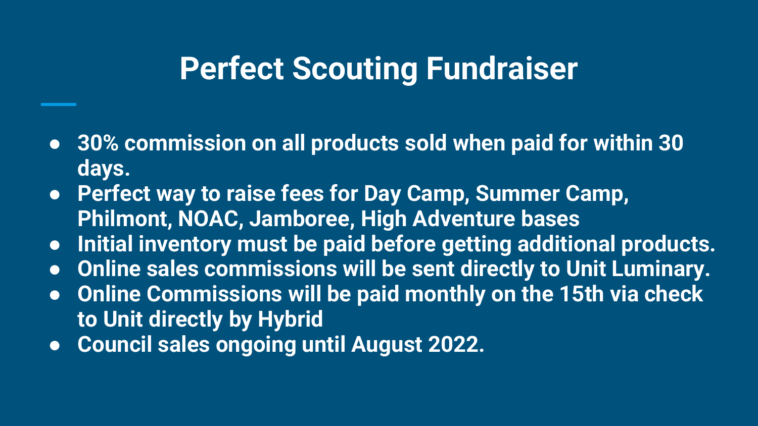# Perfect Scouting Fundraiser

- **30% commission on all products sold when paid for within 30 days.**
- **Perfect way to raise fees for Day Camp, Summer Camp, Philmont, NOAC, Jamboree, High Adventure bases**
- **Initial inventory must be paid before getting additional products.**
- **Online sales commissions will be sent directly to Unit Luminary.**
- **Online Commissions will be paid monthly on the 15th via check to Unit directly by Hybrid**
- **Council sales ongoing until August 2022.**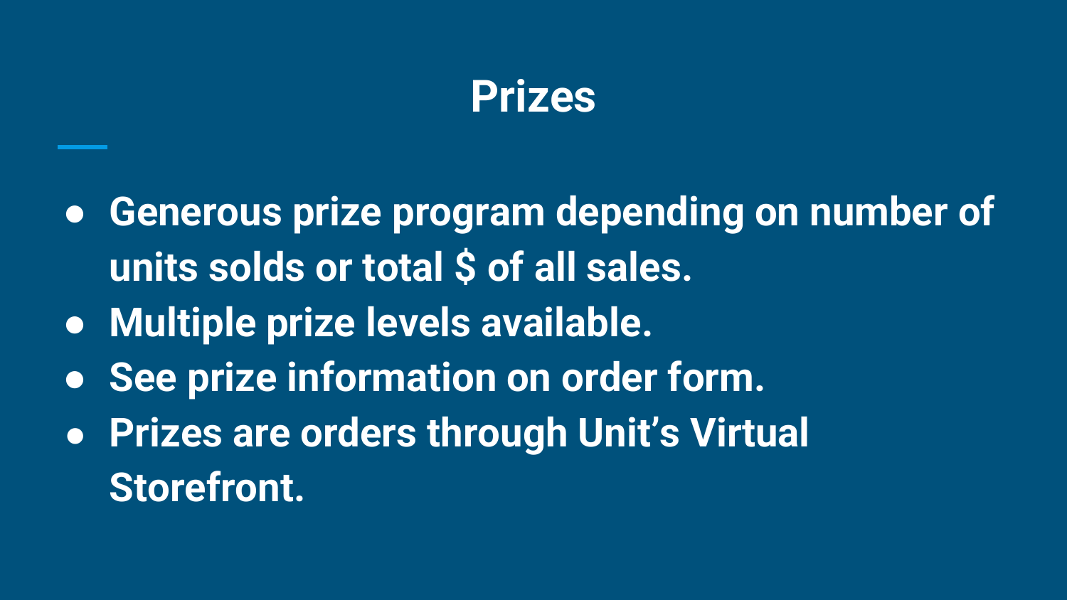# Prizes

- Generous prize program depending on number of units solds or total $ of all sales.
- Multiple prize levels available.
- See prize information on order form.
- Prizes are orders through Unit's Virtual Storefront.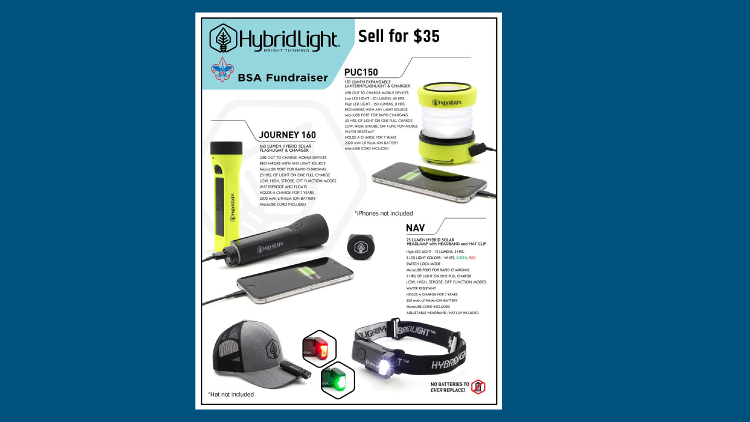# HybridLight
BRIGHT THINKING.

## BSA Fundraiser

# Sell for $35

## PUC150

150 LUMEN EXPANDABLE LANTERN/FLASHLIGHT & CHARGER

- USB OUT TO CHARGE MOBILE DEVICES
- Low LED LIGHT - 30 LUMENS, 40 HRS.
- High LED LIGHT - 150 LUMENS, 8 HRS.
- RECHARGES WITH ANY LIGHT SOURCE
- MicroUSB PORT FOR RAPID CHARGING
- 40 HRS. OF LIGHT ON ONE FULL CHARGE
- LOW, HIGH, STROBE, OFF FUNCTION MODES
- WATER RESISTANT
- HOLDS A CHARGE FOR 7 YEARS
- 2000 mAh LITHIUM-ION BATTERY
- MicroUSB CORD INCLUDED

## JOURNEY 160

160 LUMEN HYBRID SOLAR FLASHLIGHT & CHARGER

- USB OUT TO CHARGE MOBILE DEVICES
- RECHARGES WITH ANY LIGHT SOURCE
- MicroUSB PORT FOR RAPID CHARGING
- 25 HRS. OF LIGHT ON ONE FULL CHARGE
- LOW, HIGH, STROBE, OFF FUNCTION MODES
- WATERPROOF AND FLOATS
- HOLDS A CHARGE FOR 7 YEARS
- 2200 mAh LITHIUM-ION BATTERY
- MicroUSB CORD INCLUDED

*iPhones not included

## NAV

75 LUMEN HYBRID SOLAR HEADLAMP with HEADBAND and HAT CLIP

- High LED LIGHT - 75 LUMENS, 5 HRS.
- 3 LED LIGHT COLORS - WHITE, GREEN, RED
- SWITCH LOCK MODE
- MicroUSB PORT FOR RAPID CHARGING
- 5 HRS. OF LIGHT ON ONE FULL CHARGE
- LOW, HIGH, STROBE, OFF FUNCTION MODES
- WATER RESISTANT
- HOLDS A CHARGE FOR 7 YEARS
- 800 mAh LITHIUM-ION BATTERY
- MicroUSB CORD INCLUDED
- ADJUSTABLE HEADBAND / HAT CLIP INCLUDED

*Hat not included

NO BATTERIES TO *EVER* REPLACE!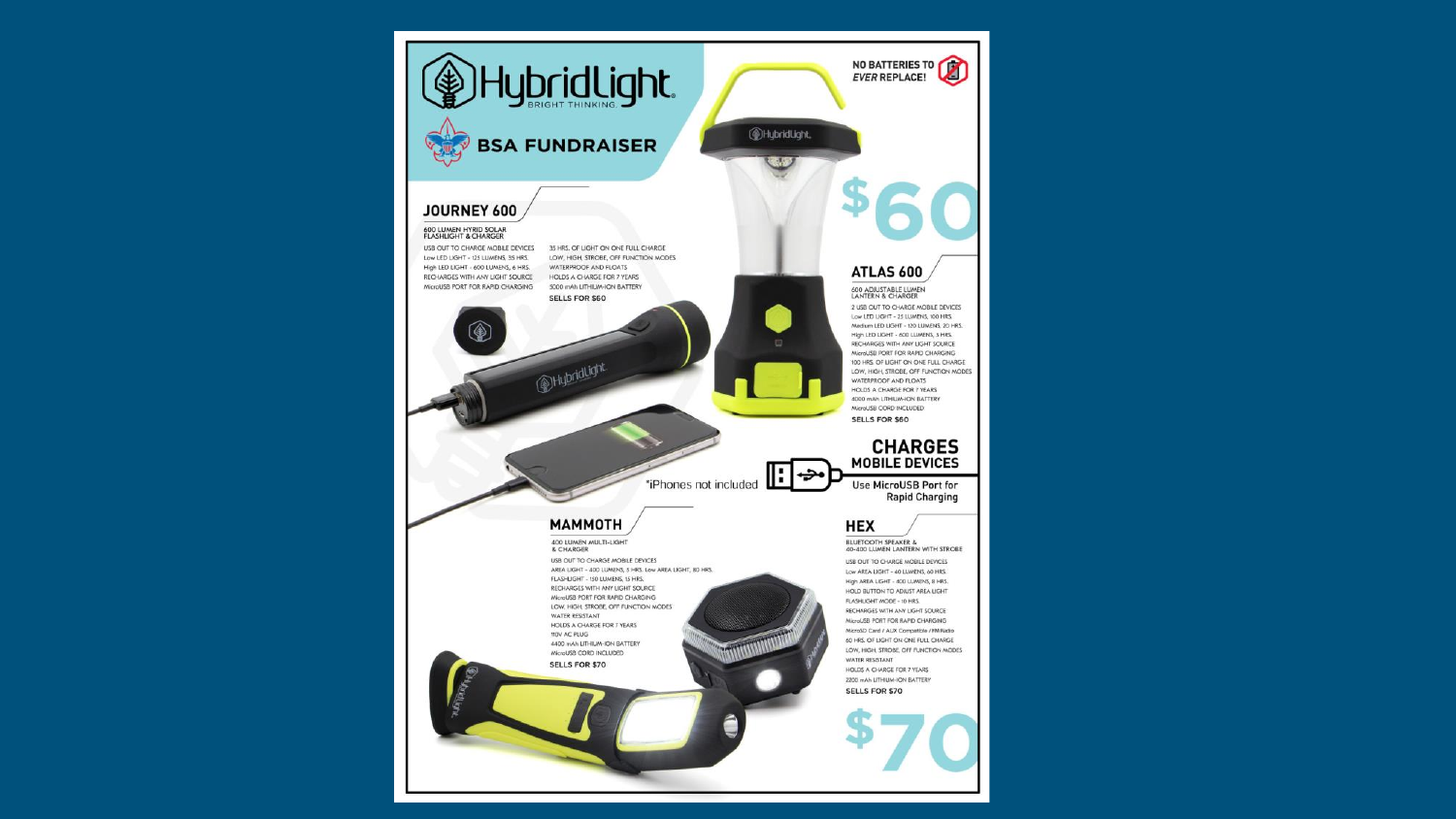# HybridLight

BRIGHT THINKING.

## BSA FUNDRAISER

NO BATTERIES TO *EVER* REPLACE!

## JOURNEY 600

600 LUMEN HYRID SOLAR FLASHLIGHT & CHARGER

- USB OUT TO CHARGE MOBILE DEVICES
- Low LED LIGHT - 125 LUMENS, 35 HRS.
- High LED LIGHT - 600 LUMENS, 6 HRS.
- RECHARGES WITH ANY LIGHT SOURCE
- MicroUSB PORT FOR RAPID CHARGING
- 35 HRS. OF LIGHT ON ONE FULL CHARGE
- LOW, HIGH, STROBE, OFF FUNCTION MODES
- WATERPROOF AND FLOATS
- HOLDS A CHARGE FOR 7 YEARS
- 5000 mAh LITHIUM-ION BATTERY

**SELLS FOR $60**

**$60**

## ATLAS 600

600 ADJUSTABLE LUMEN LANTERN & CHARGER

- 2 USB OUT TO CHARGE MOBILE DEVICES
- Low LED LIGHT - 25 LUMENS, 100 HRS.
- Medium LED LIGHT - 120 LUMENS, 20 HRS.
- High LED LIGHT - 600 LUMENS, 5 HRS.
- RECHARGES WITH ANY LIGHT SOURCE
- MicroUSB PORT FOR RAPID CHARGING
- 100 HRS. OF LIGHT ON ONE FULL CHARGE
- LOW, HIGH, STROBE, OFF FUNCTION MODES
- WATERPROOF AND FLOATS
- HOLDS A CHARGE FOR 7 YEARS
- 6000 mAh LITHIUM-ION BATTERY
- MicroUSB CORD INCLUDED

**SELLS FOR $60**

*iPhones not included

**CHARGES MOBILE DEVICES**

Use MicroUSB Port for Rapid Charging

## MAMMOTH

400 LUMEN MULTI-LIGHT & CHARGER

- USB OUT TO CHARGE MOBILE DEVICES
- AREA LIGHT - 400 LUMENS, 5 HRS. Low AREA LIGHT, 80 HRS.
- FLASHLIGHT - 150 LUMENS, 15 HRS.
- RECHARGES WITH ANY LIGHT SOURCE
- MicroUSB PORT FOR RAPID CHARGING
- LOW, HIGH, STROBE, OFF FUNCTION MODES
- WATER RESISTANT
- HOLDS A CHARGE FOR 7 YEARS
- 110V AC PLUG
- 4400 mAh LITHIUM-ION BATTERY
- MicroUSB CORD INCLUDED

**SELLS FOR $70**

## HEX

BLUETOOTH SPEAKER & 40-400 LUMEN LANTERN WITH STROBE

- USB OUT TO CHARGE MOBILE DEVICES
- Low AREA LIGHT - 40 LUMENS, 60 HRS.
- High AREA LIGHT - 400 LUMENS, 8 HRS.
- HOLD BUTTON TO ADJUST AREA LIGHT
- FLASHLIGHT MODE - 10 HRS.
- RECHARGES WITH ANY LIGHT SOURCE
- MicroUSB PORT FOR RAPID CHARGING
- MicroSD Card / AUX Compatible / FM Radio
- 60 HRS. OF LIGHT ON ONE FULL CHARGE
- LOW, HIGH, STROBE, OFF FUNCTION MODES
- WATER RESISTANT
- HOLDS A CHARGE FOR 7 YEARS
- 2200 mAh LITHIUM-ION BATTERY

**SELLS FOR $70**

**$70**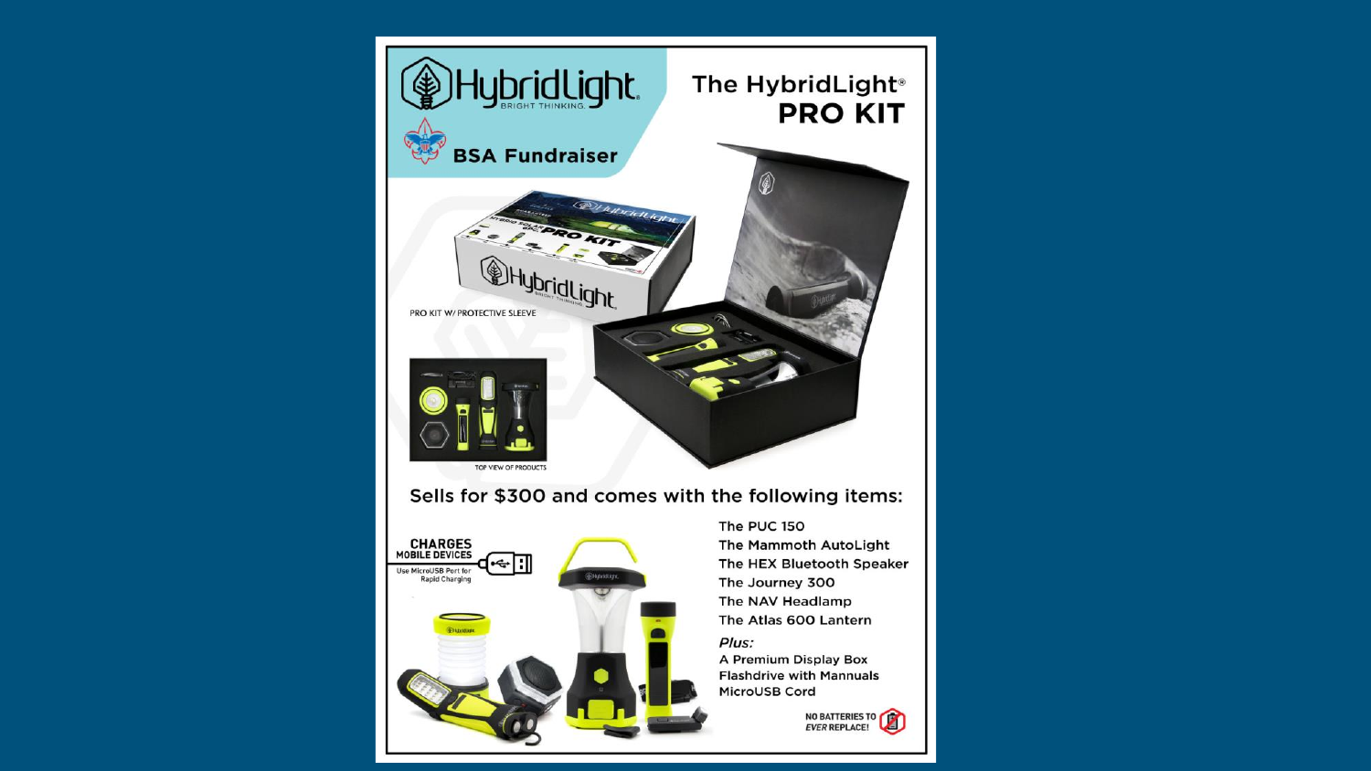HybridLight
BRIGHT THINKING.

BSA Fundraiser

# The HybridLight® PRO KIT

PRO KIT W/ PROTECTIVE SLEEVE

TOP VIEW OF PRODUCTS

## Sells for $300 and comes with the following items:

CHARGES MOBILE DEVICES
Use MicroUSB Port for Rapid Charging

- The PUC 150
- The Mammoth AutoLight
- The HEX Bluetooth Speaker
- The Journey 300
- The NAV Headlamp
- The Atlas 600 Lantern

*Plus:*

- A Premium Display Box
- Flashdrive with Mannuals
- MicroUSB Cord

NO BATTERIES TO *EVER* REPLACE!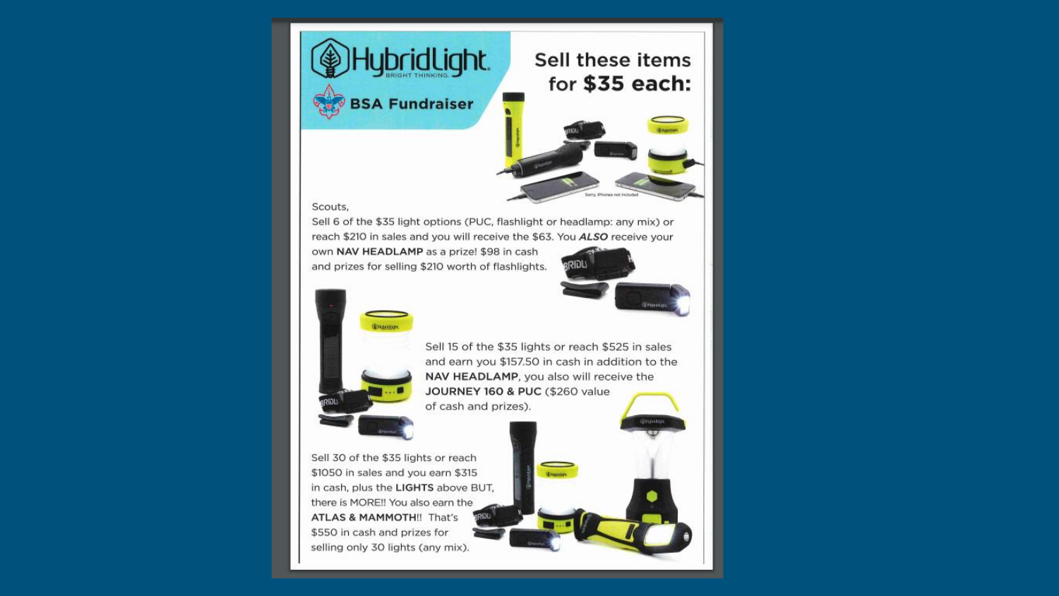HybridLight BRIGHT THINKING.

**BSA Fundraiser**

## Sell these items for **$35 each:**

Sorry, iPhones not included

Scouts,

Sell 6 of the $35 light options (PUC, flashlight or headlamp: any mix) or reach $210 in sales and you will receive the $63. You ***ALSO*** receive your own **NAV HEADLAMP** as a prize! $98 in cash and prizes for selling $210 worth of flashlights.

Sell 15 of the $35 lights or reach $525 in sales and earn you $157.50 in cash in addition to the **NAV HEADLAMP**, you also will receive the **JOURNEY 160 & PUC** ($260 value of cash and prizes).

Sell 30 of the $35 lights or reach $1050 in sales and you earn $315 in cash, plus the **LIGHTS** above BUT, there is MORE!! You also earn the **ATLAS & MAMMOTH**!! That's $550 in cash and prizes for selling only 30 lights (any mix).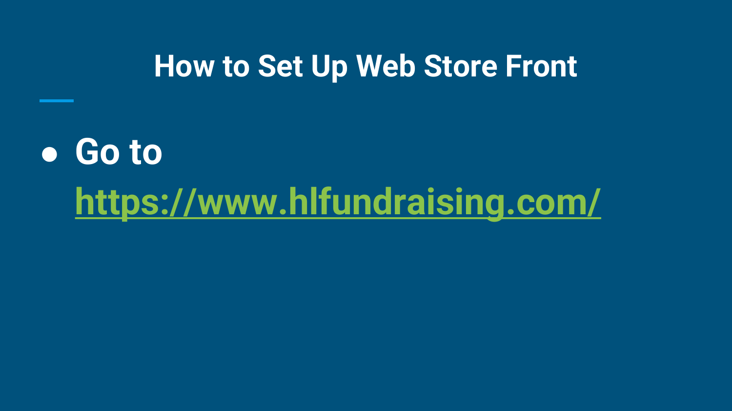# How to Set Up Web Store Front

- **Go to [https://www.hlfundraising.com/](https://www.hlfundraising.com/)**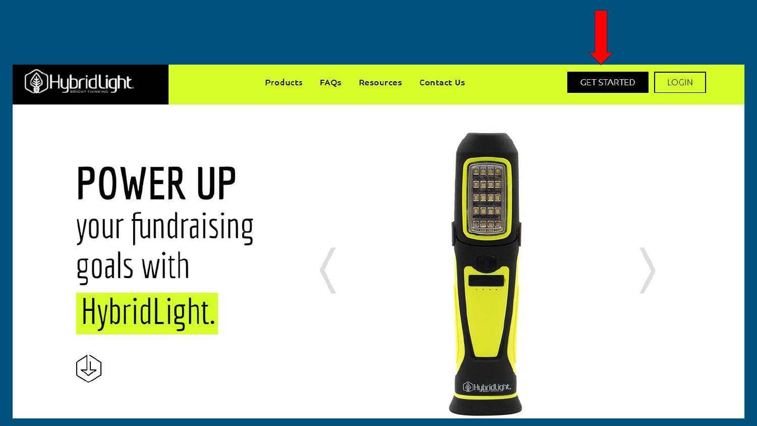HybridLight

BRIGHT THINKING

Products FAQs Resources Contact Us

GET STARTED LOGIN

# POWER UP

your fundraising goals with **HybridLight.**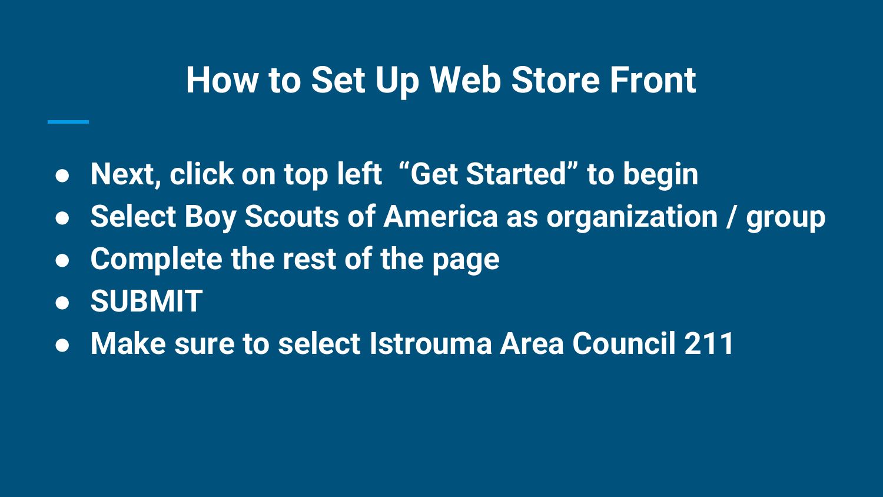# How to Set Up Web Store Front

- Next, click on top left "Get Started" to begin
- Select Boy Scouts of America as organization / group
- Complete the rest of the page
- SUBMIT
- Make sure to select Istrouma Area Council 211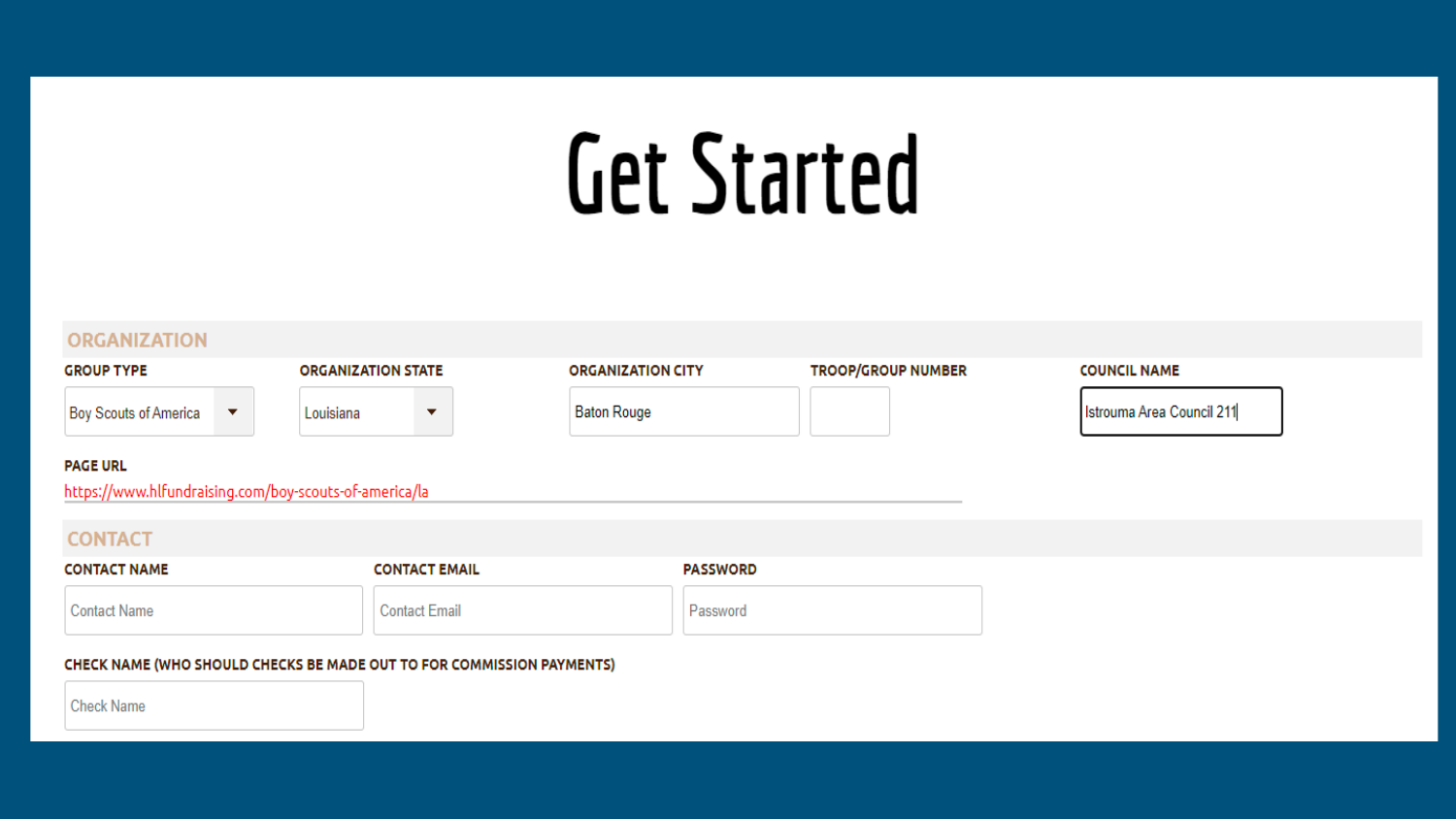# Get Started

## ORGANIZATION

**GROUP TYPE**
Boy Scouts of America

**ORGANIZATION STATE**
Louisiana

**ORGANIZATION CITY**
Baton Rouge

**TROOP/GROUP NUMBER**

**COUNCIL NAME**
Istrouma Area Council 211

**PAGE URL**
https://www.hlfundraising.com/boy-scouts-of-america/la

## CONTACT

**CONTACT NAME**
Contact Name

**CONTACT EMAIL**
Contact Email

**PASSWORD**
Password

**CHECK NAME (WHO SHOULD CHECKS BE MADE OUT TO FOR COMMISSION PAYMENTS)**
Check Name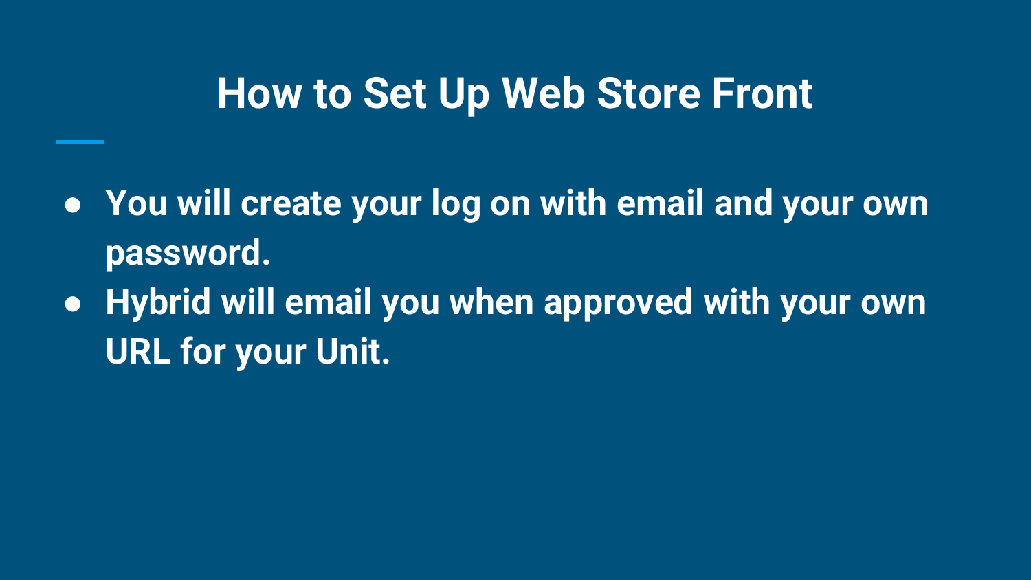# How to Set Up Web Store Front

- You will create your log on with email and your own password.
- Hybrid will email you when approved with your own URL for your Unit.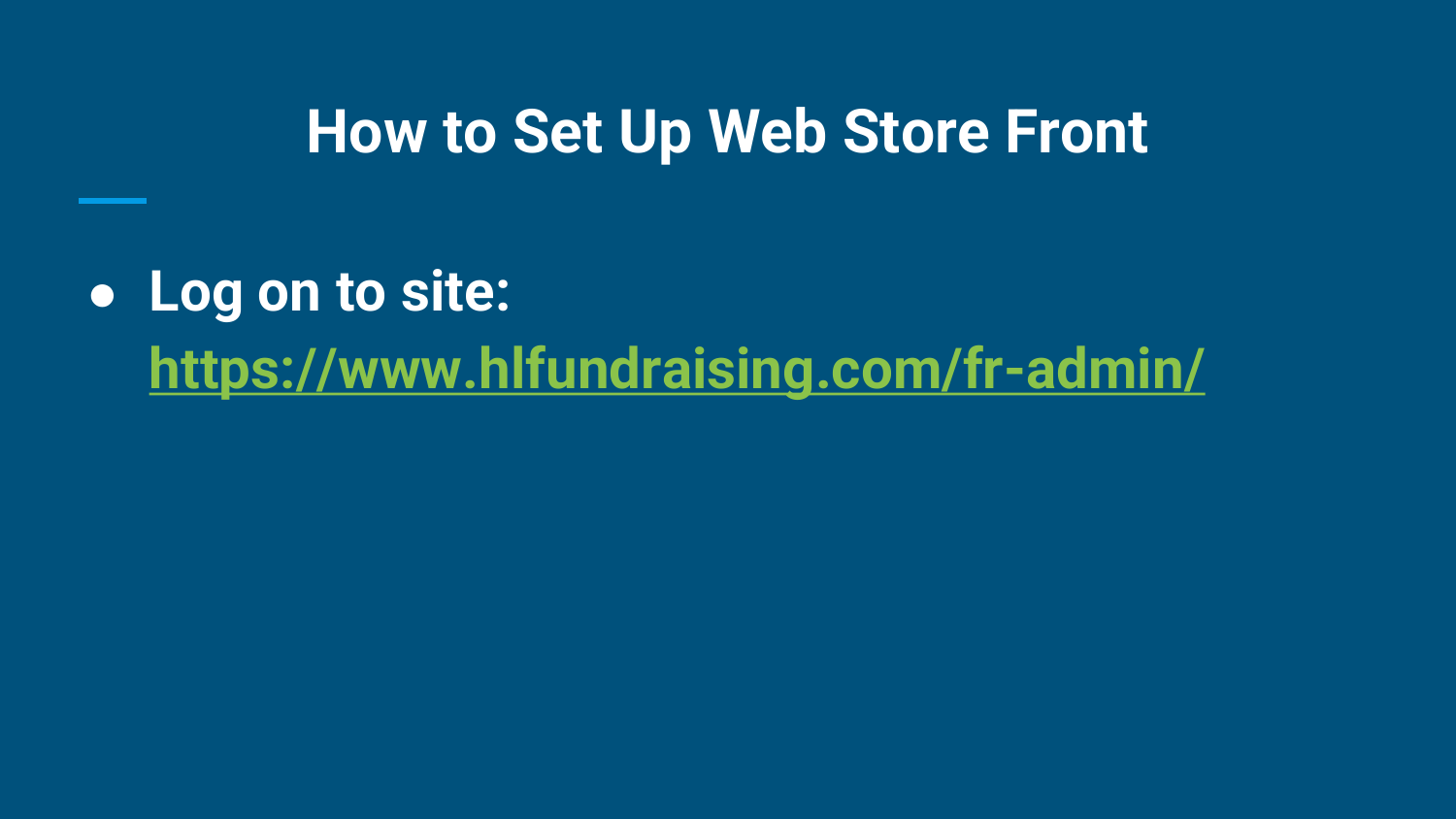# How to Set Up Web Store Front

- **Log on to site: [https://www.hlfundraising.com/fr-admin/](https://www.hlfundraising.com/fr-admin/)**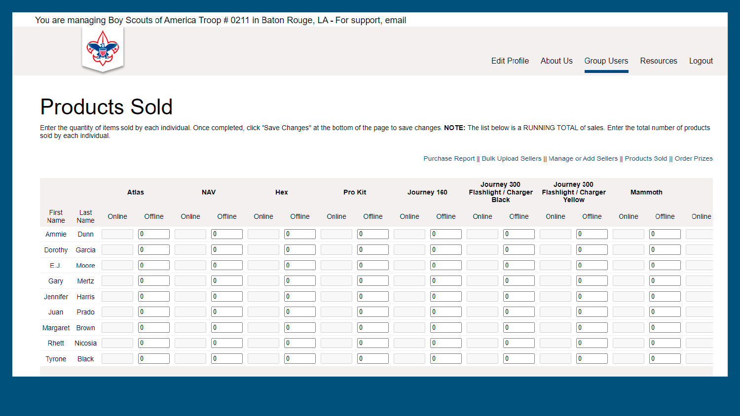You are managing Boy Scouts of America Troop # 0211 in Baton Rouge, LA - For support, email

Edit Profile | About Us | Group Users | Resources | Logout

# Products Sold

Enter the quantity of items sold by each individual. Once completed, click "Save Changes" at the bottom of the page to save changes. **NOTE:** The list below is a RUNNING TOTAL of sales. Enter the total number of products sold by each individual.

Purchase Report || Bulk Upload Sellers || Manage or Add Sellers || Products Sold || Order Prizes

| | | Atlas | | NAV | | Hex | | Pro Kit | | Journey 160 | | Journey 300 Flashlight / Charger Black | | Journey 300 Flashlight / Charger Yellow | | Mammoth | | |
|---|---|---|---|---|---|---|---|---|---|---|---|---|---|---|---|---|---|---|
| First Name | Last Name | Online | Offline | Online | Offline | Online | Offline | Online | Offline | Online | Offline | Online | Offline | Online | Offline | Online | Offline | Online |
| Ammie | Dunn | | 0 | | 0 | | 0 | | 0 | | 0 | | 0 | | 0 | | 0 | |
| Dorothy | Garcia | | 0 | | 0 | | 0 | | 0 | | 0 | | 0 | | 0 | | 0 | |
| E.J. | Moore | | 0 | | 0 | | 0 | | 0 | | 0 | | 0 | | 0 | | 0 | |
| Gary | Mertz | | 0 | | 0 | | 0 | | 0 | | 0 | | 0 | | 0 | | 0 | |
| Jennifer | Harris | | 0 | | 0 | | 0 | | 0 | | 0 | | 0 | | 0 | | 0 | |
| Juan | Prado | | 0 | | 0 | | 0 | | 0 | | 0 | | 0 | | 0 | | 0 | |
| Margaret | Brown | | 0 | | 0 | | 0 | | 0 | | 0 | | 0 | | 0 | | 0 | |
| Rhett | Nicosia | | 0 | | 0 | | 0 | | 0 | | 0 | | 0 | | 0 | | 0 | |
| Tyrone | Black | | 0 | | 0 | | 0 | | 0 | | 0 | | 0 | | 0 | | 0 | |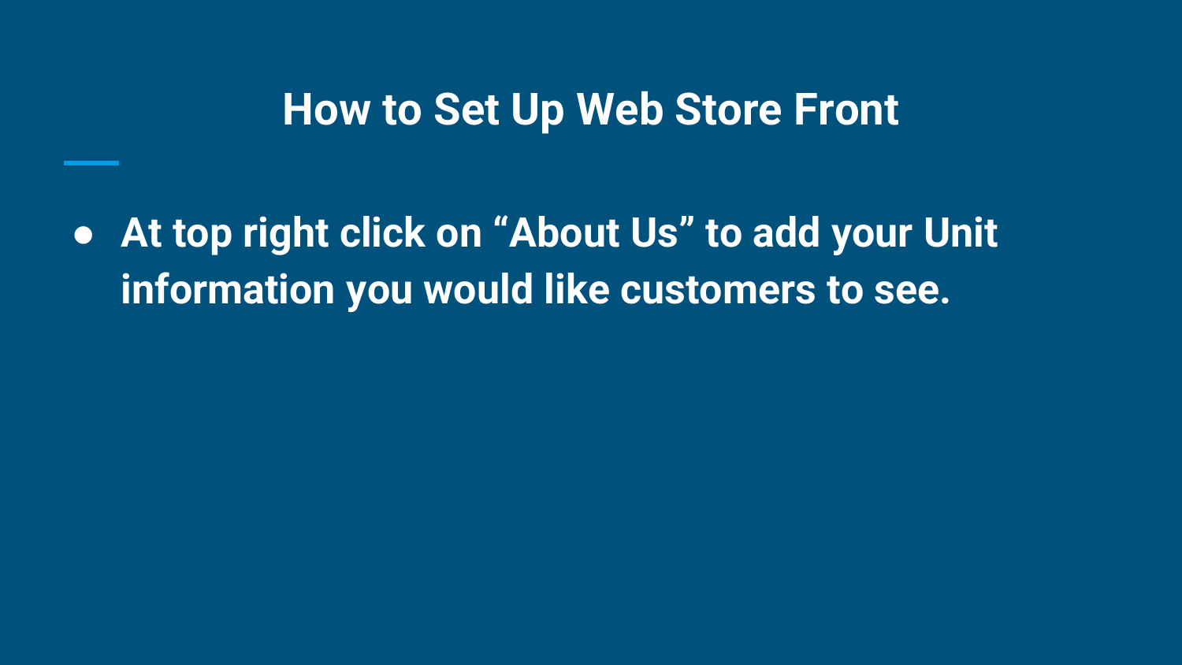# How to Set Up Web Store Front

- **At top right click on “About Us” to add your Unit information you would like customers to see.**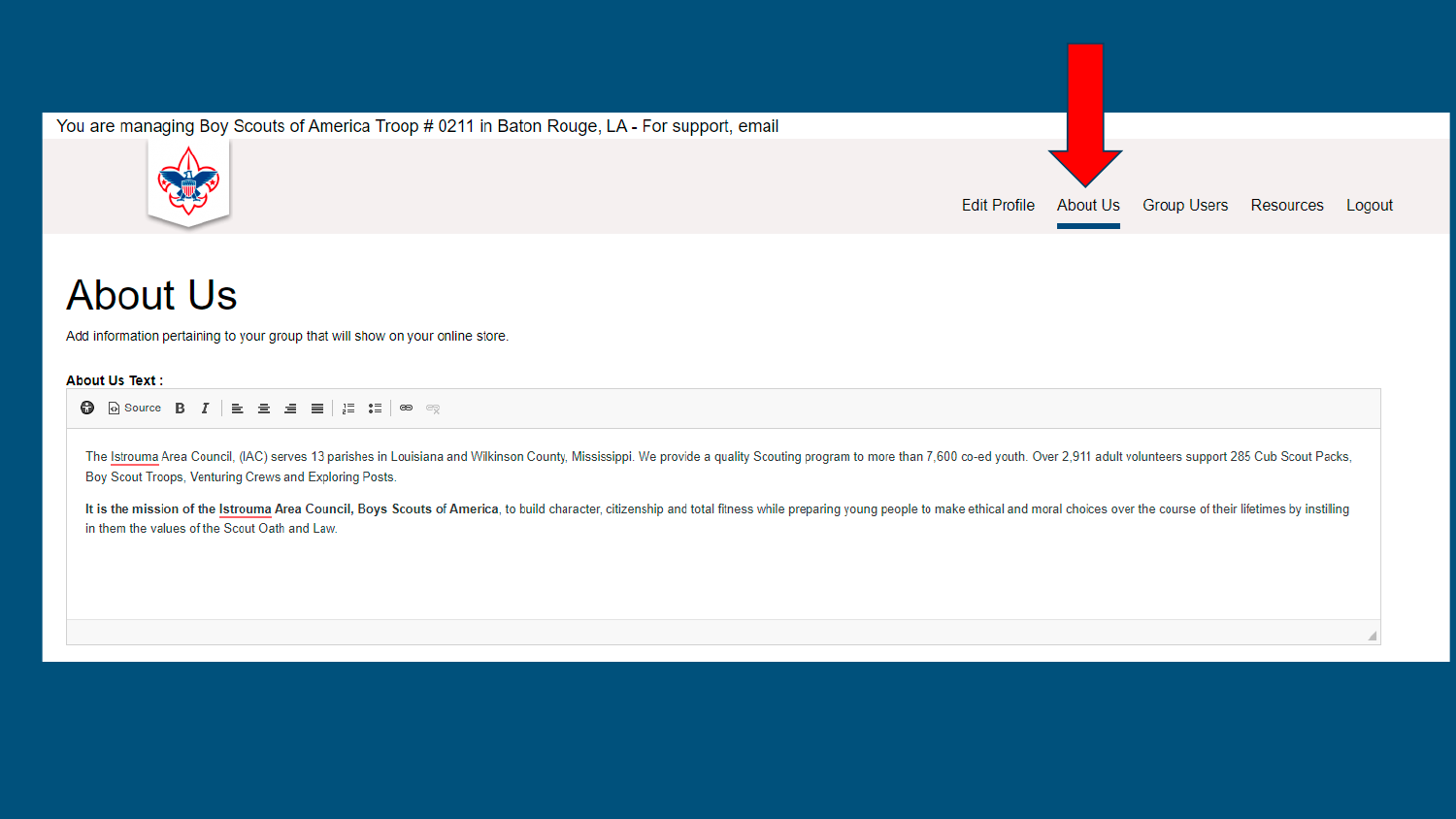You are managing Boy Scouts of America Troop # 0211 in Baton Rouge, LA - For support, email

Edit Profile About Us Group Users Resources Logout

# About Us

Add information pertaining to your group that will show on your online store.

**About Us Text :**

Source **B** *I*

The Istrouma Area Council, (IAC) serves 13 parishes in Louisiana and Wilkinson County, Mississippi. We provide a quality Scouting program to more than 7,600 co-ed youth. Over 2,911 adult volunteers support 285 Cub Scout Packs, Boy Scout Troops, Venturing Crews and Exploring Posts.

**It is the mission of the Istrouma Area Council, Boys Scouts of America**, to build character, citizenship and total fitness while preparing young people to make ethical and moral choices over the course of their lifetimes by instilling in them the values of the Scout Oath and Law.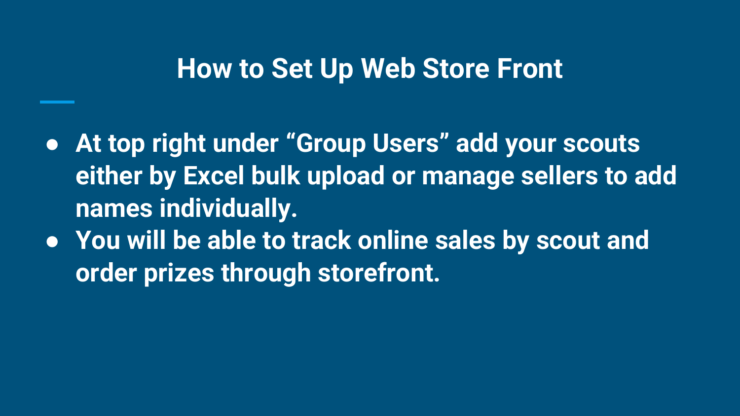# How to Set Up Web Store Front

- **At top right under "Group Users" add your scouts either by Excel bulk upload or manage sellers to add names individually.**
- **You will be able to track online sales by scout and order prizes through storefront.**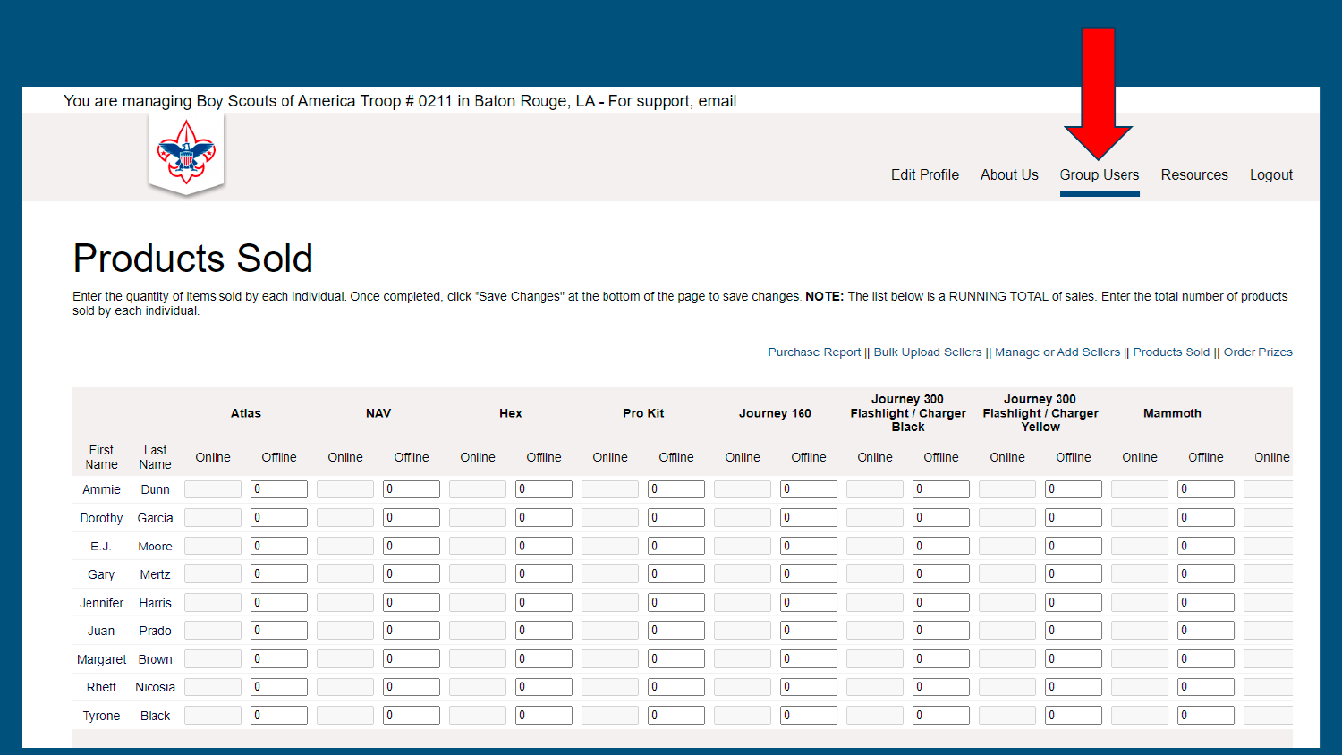You are managing Boy Scouts of America Troop # 0211 in Baton Rouge, LA - For support, email

Edit Profile About Us Group Users Resources Logout

# Products Sold

Enter the quantity of items sold by each individual. Once completed, click "Save Changes" at the bottom of the page to save changes. **NOTE:** The list below is a RUNNING TOTAL of sales. Enter the total number of products sold by each individual.

Purchase Report || Bulk Upload Sellers || Manage or Add Sellers || Products Sold || Order Prizes

| | | Atlas | | NAV | | Hex | | Pro Kit | | Journey 160 | | Journey 300 Flashlight / Charger Black | | Journey 300 Flashlight / Charger Yellow | | Mammoth | | |
|---|---|---|---|---|---|---|---|---|---|---|---|---|---|---|---|---|---|---|
| First Name | Last Name | Online | Offline | Online | Offline | Online | Offline | Online | Offline | Online | Offline | Online | Offline | Online | Offline | Online | Offline | Online |
| Ammie | Dunn | | 0 | | 0 | | 0 | | 0 | | 0 | | 0 | | 0 | | 0 | |
| Dorothy | Garcia | | 0 | | 0 | | 0 | | 0 | | 0 | | 0 | | 0 | | 0 | |
| E.J. | Moore | | 0 | | 0 | | 0 | | 0 | | 0 | | 0 | | 0 | | 0 | |
| Gary | Mertz | | 0 | | 0 | | 0 | | 0 | | 0 | | 0 | | 0 | | 0 | |
| Jennifer | Harris | | 0 | | 0 | | 0 | | 0 | | 0 | | 0 | | 0 | | 0 | |
| Juan | Prado | | 0 | | 0 | | 0 | | 0 | | 0 | | 0 | | 0 | | 0 | |
| Margaret | Brown | | 0 | | 0 | | 0 | | 0 | | 0 | | 0 | | 0 | | 0 | |
| Rhett | Nicosia | | 0 | | 0 | | 0 | | 0 | | 0 | | 0 | | 0 | | 0 | |
| Tyrone | Black | | 0 | | 0 | | 0 | | 0 | | 0 | | 0 | | 0 | | 0 | |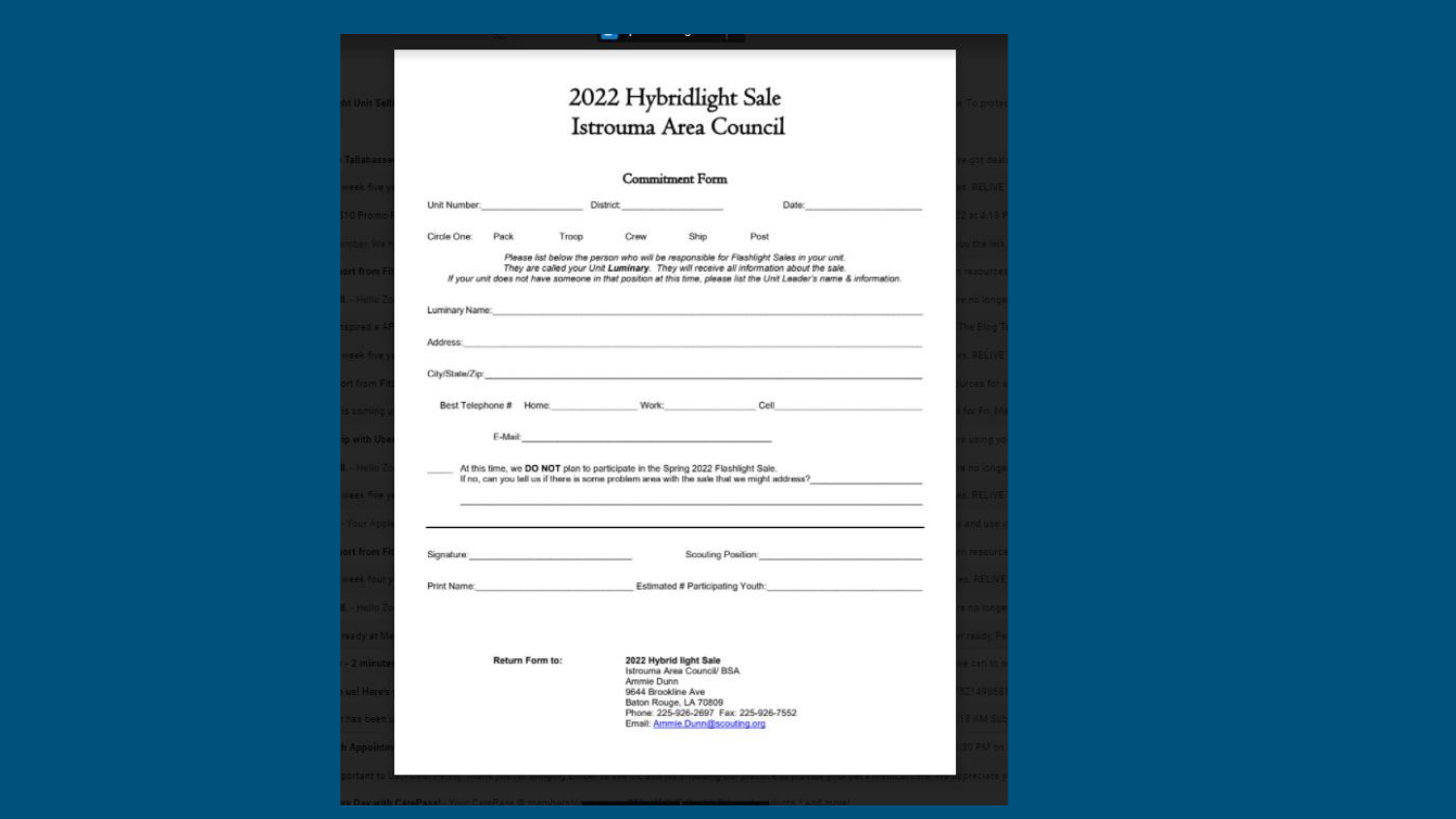# 2022 Hybridlight Sale
# Istrouma Area Council

## Commitment Form

Unit Number:________________ District:________________ Date:________________

Circle One: Pack Troop Crew Ship Post

*Please list below the person who will be responsible for Flashlight Sales in your unit. They are called your Unit **Luminary**. They will receive all information about the sale. If your unit does not have someone in that position at this time, please list the Unit Leader's name & information.*

Luminary Name:________________________________________

Address:________________________________________

City/State/Zip:________________________________________

Best Telephone # Home:____________ Work:____________ Cell:____________

E-Mail:________________________________________

____ At this time, we **DO NOT** plan to participate in the Spring 2022 Flashlight Sale.
If no, can you tell us if there is some problem area with the sale that we might address?________________

________________________________________

---

Signature:____________________ Scouting Position:____________________

Print Name:____________________ Estimated # Participating Youth:____________________

**Return Form to:**

**2022 Hybrid light Sale**
Istrouma Area Council/ BSA
Ammie Dunn
9644 Brookline Ave
Baton Rouge, LA 70809
Phone: 225-926-2697 Fax: 225-926-7552
Email: Ammie.Dunn@scouting.org